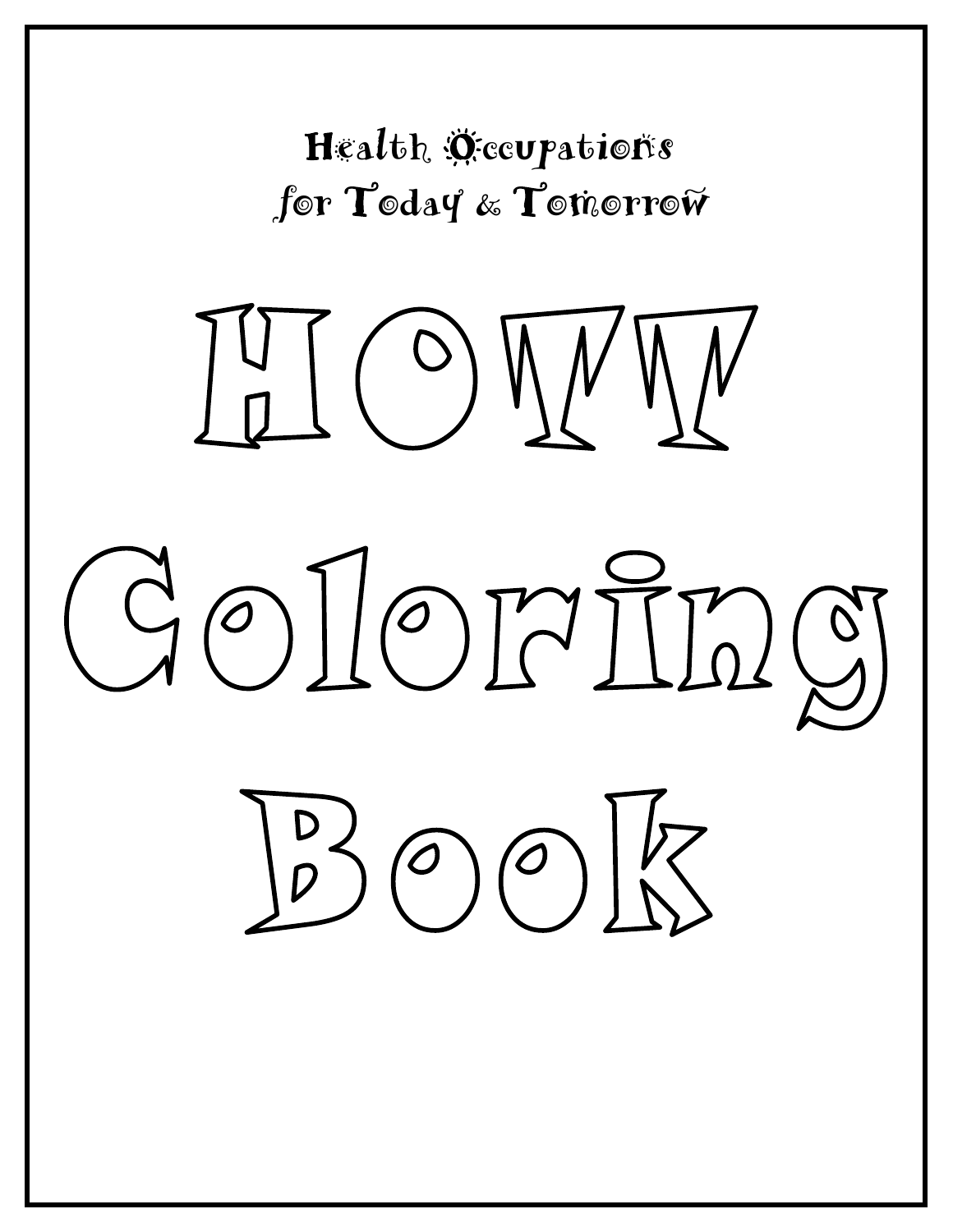Health Occupations
for Today & Tomorrow

# HOTT Coloring Book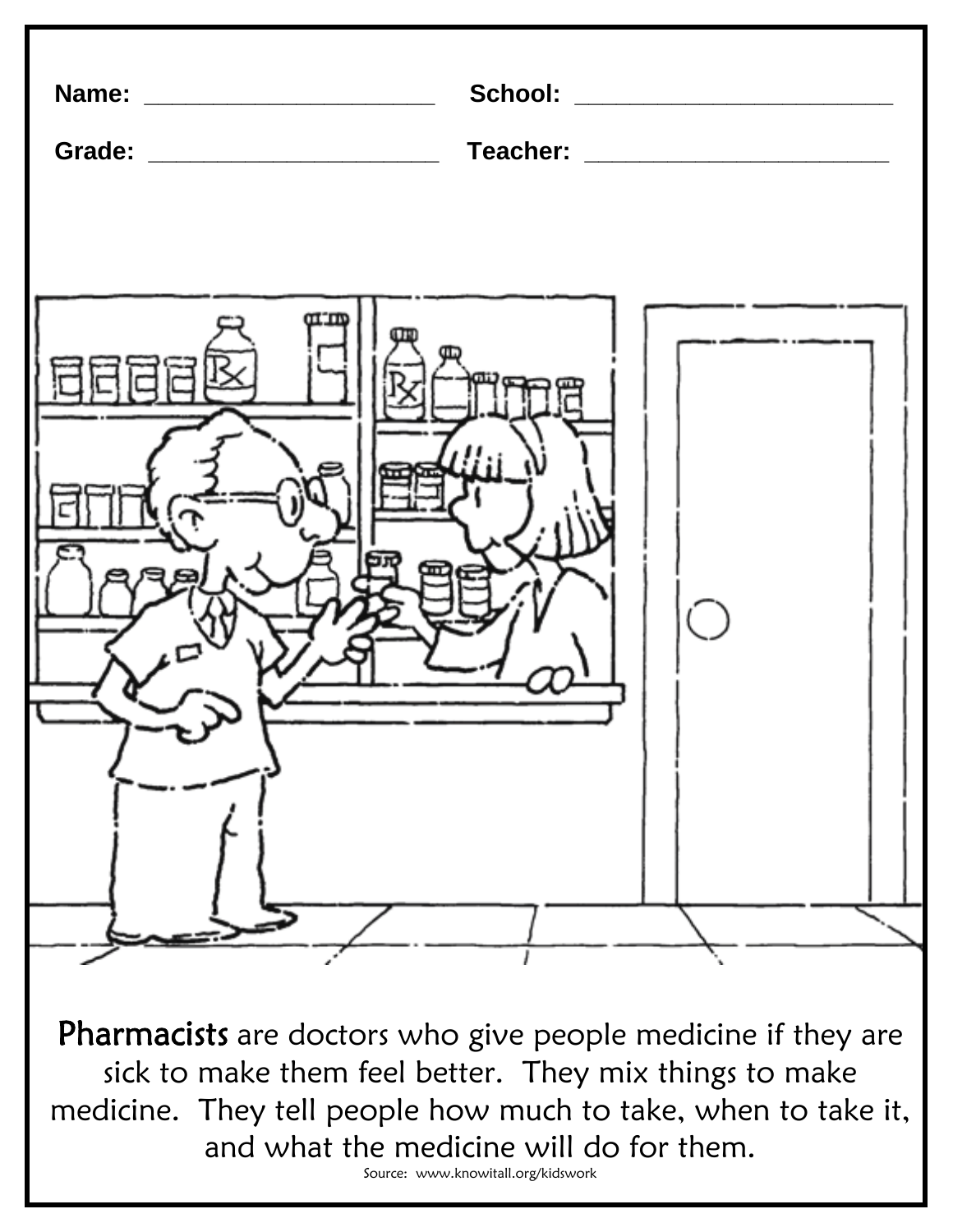Name: ____________________ School: ______________________

Grade: ____________________ Teacher: _____________________

**Pharmacists** are doctors who give people medicine if they are sick to make them feel better. They mix things to make medicine. They tell people how much to take, when to take it, and what the medicine will do for them.

Source: www.knowitall.org/kidswork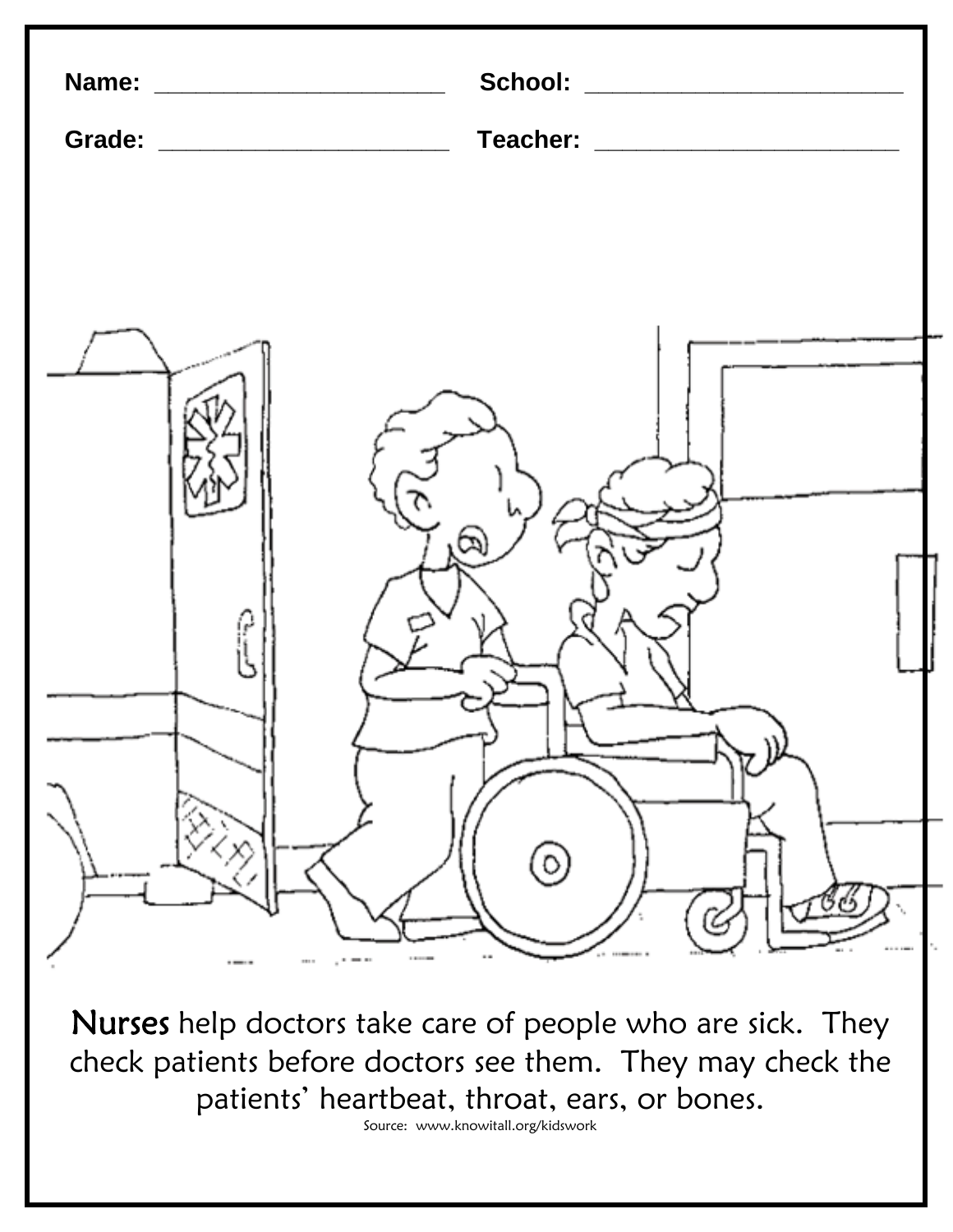Name: ____________________ School: ______________________

Grade: ____________________ Teacher: _____________________

**Nurses** help doctors take care of people who are sick. They check patients before doctors see them. They may check the patients' heartbeat, throat, ears, or bones.

Source: www.knowitall.org/kidswork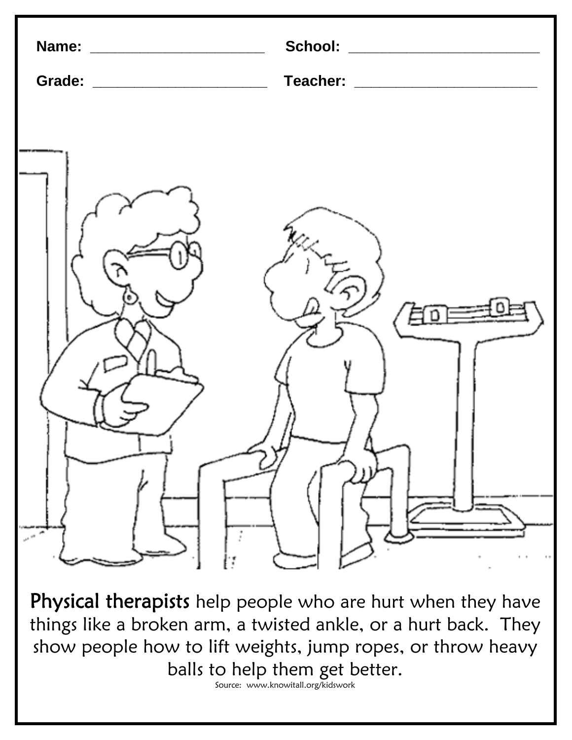**Name:** ____________________ **School:** ______________________

**Grade:** ____________________ **Teacher:** _____________________

**Physical therapists** help people who are hurt when they have things like a broken arm, a twisted ankle, or a hurt back. They show people how to lift weights, jump ropes, or throw heavy balls to help them get better.

Source: www.knowitall.org/kidswork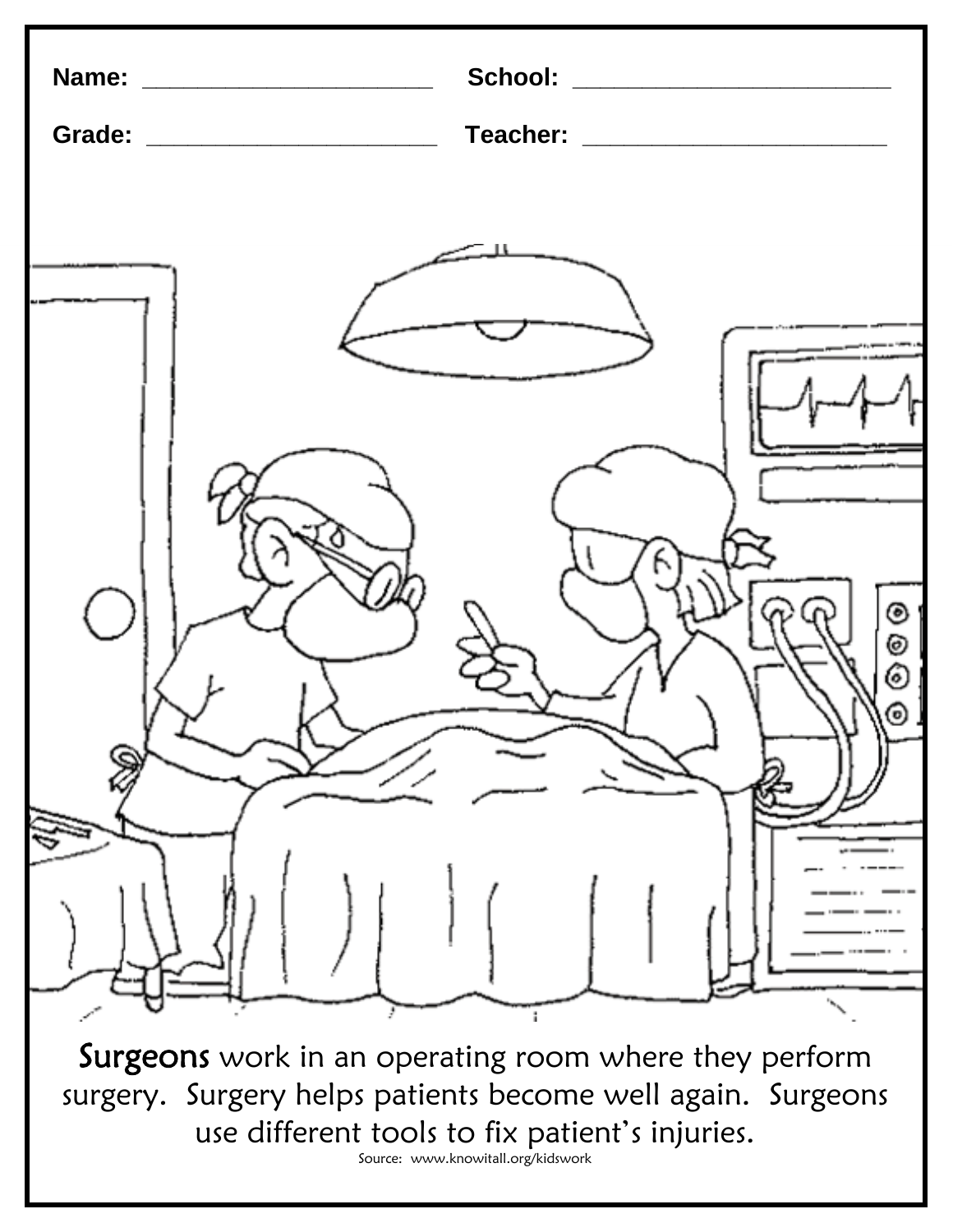**Name:** ______________________ **School:** ________________________

**Grade:** ______________________ **Teacher:** ______________________

**Surgeons** work in an operating room where they perform surgery. Surgery helps patients become well again. Surgeons use different tools to fix patient's injuries.

Source: www.knowitall.org/kidswork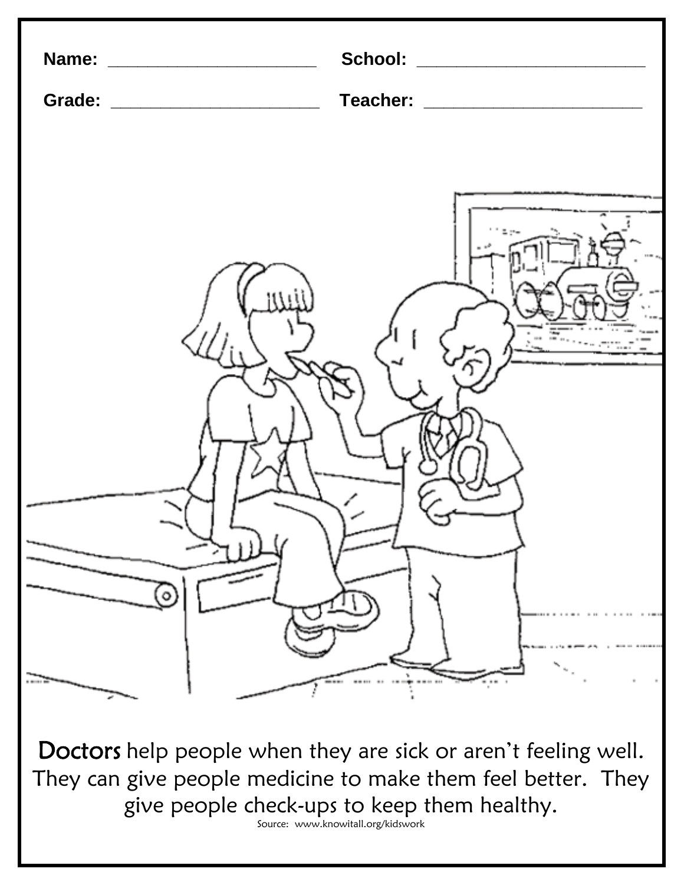**Name:** ______________________ **School:** ________________________

**Grade:** ______________________ **Teacher:** ______________________

Doctors help people when they are sick or aren't feeling well. They can give people medicine to make them feel better. They give people check-ups to keep them healthy.

Source: www.knowitall.org/kidswork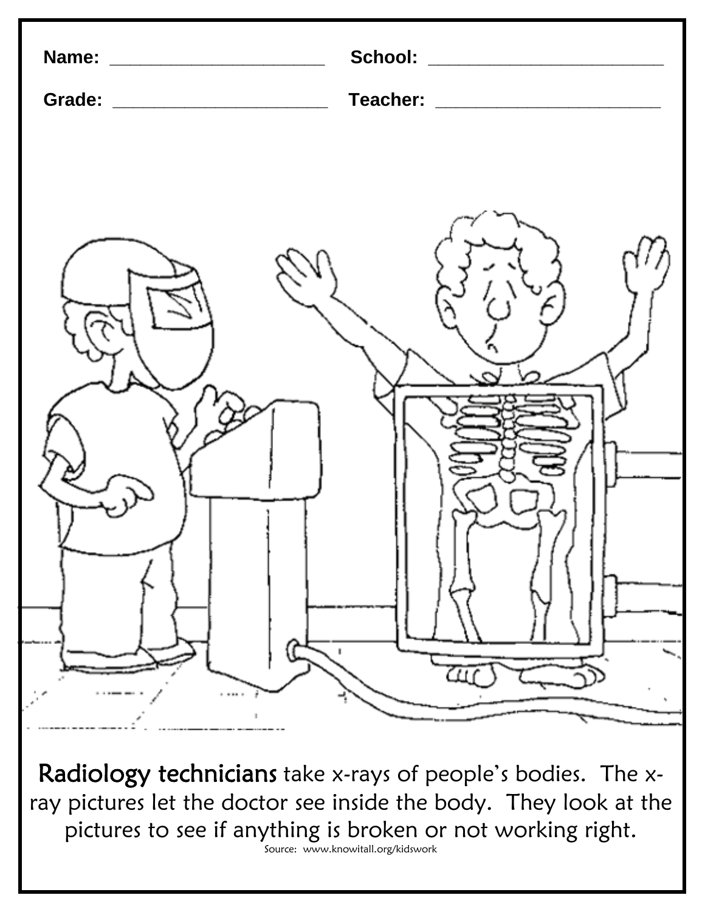**Name:** ____________________ **School:** ______________________

**Grade:** ____________________ **Teacher:** _____________________

Radiology technicians take x-rays of people's bodies. The x-ray pictures let the doctor see inside the body. They look at the pictures to see if anything is broken or not working right.

Source: www.knowitall.org/kidswork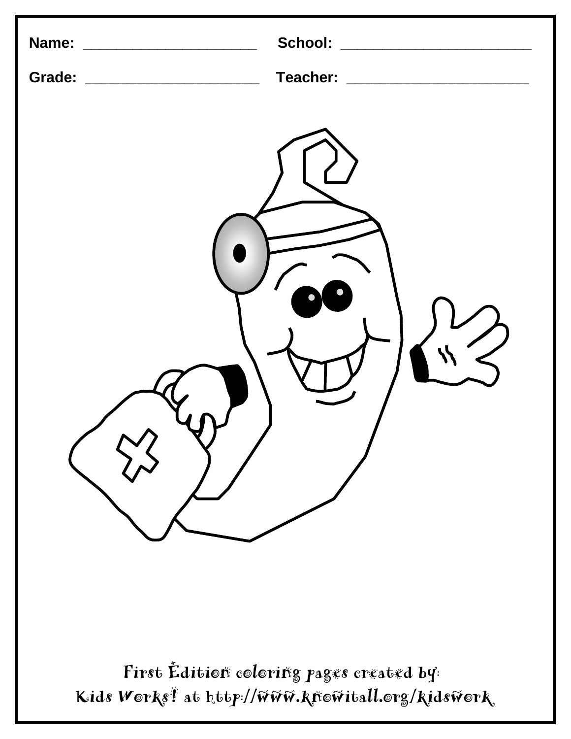Name: ______________________ School: ________________________

Grade: ______________________ Teacher: _______________________

First Edition coloring pages created by:
Kids Works! at http://www.knowitall.org/kidswork